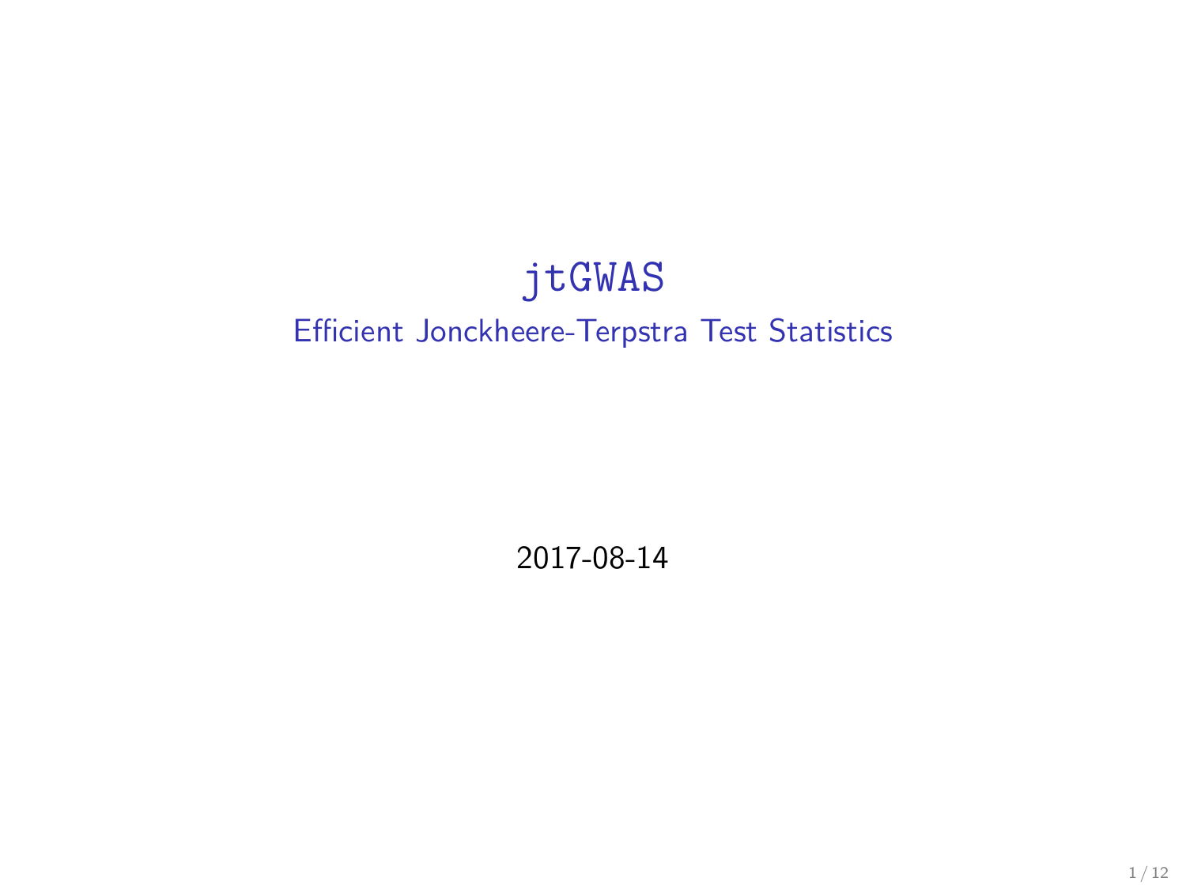# `jtGWAS`

## Efficient Jonckheere-Terpstra Test Statistics

2017-08-14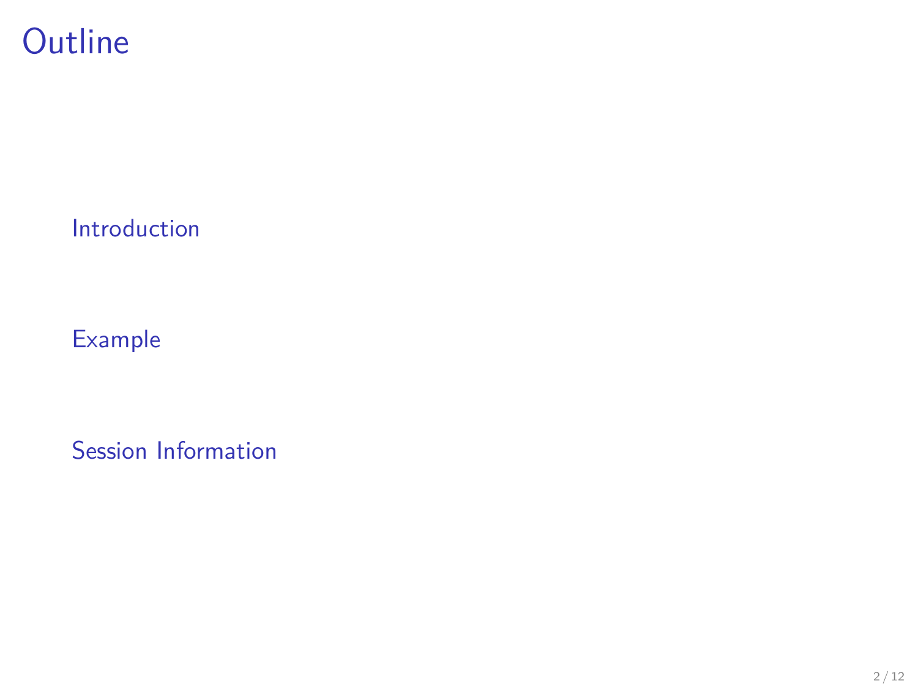# Outline

Introduction

Example

Session Information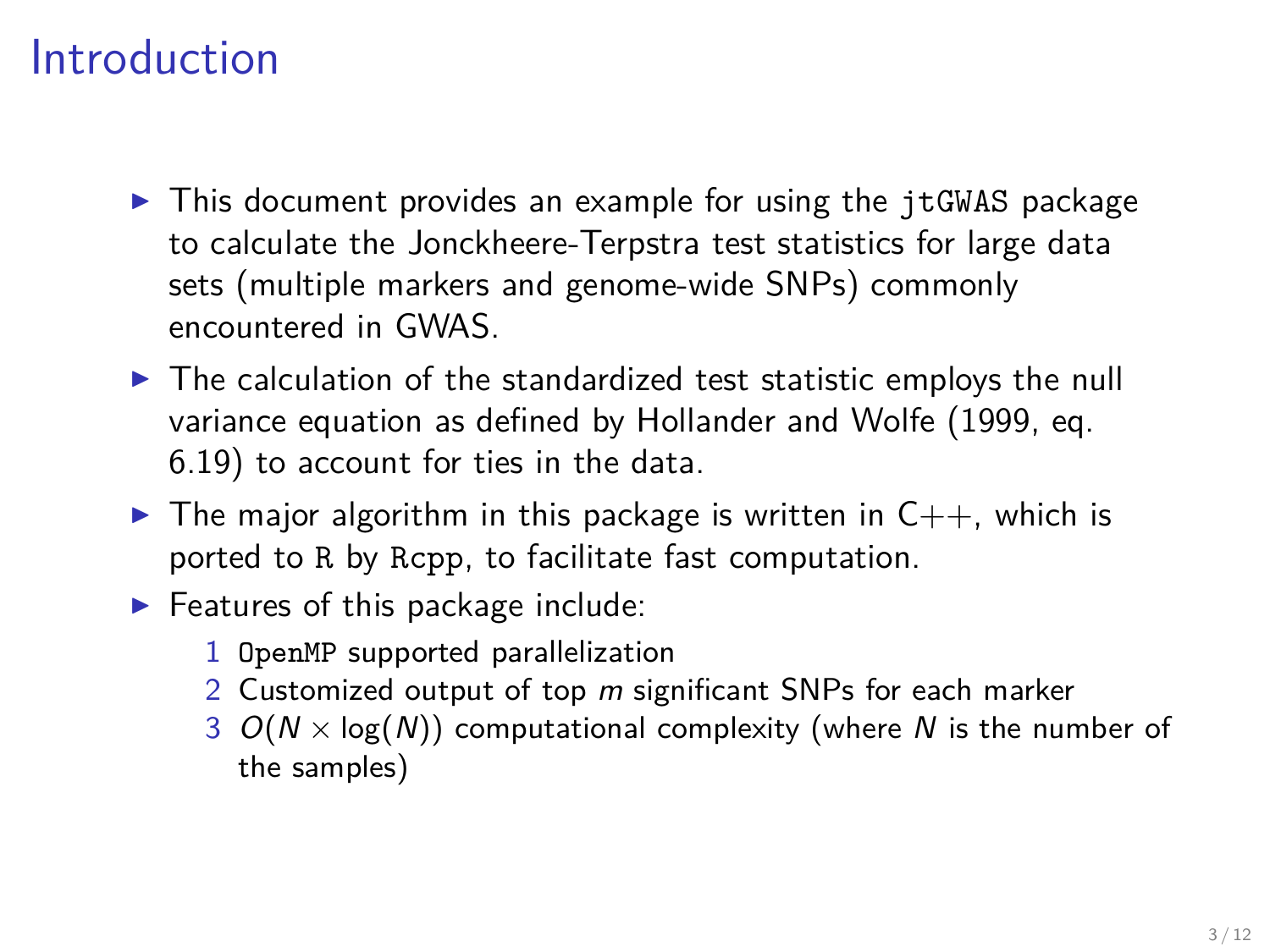# Introduction

- This document provides an example for using the `jtGWAS` package to calculate the Jonckheere-Terpstra test statistics for large data sets (multiple markers and genome-wide SNPs) commonly encountered in GWAS.
- The calculation of the standardized test statistic employs the null variance equation as defined by Hollander and Wolfe (1999, eq. 6.19) to account for ties in the data.
- The major algorithm in this package is written in C++, which is ported to `R` by `Rcpp`, to facilitate fast computation.
- Features of this package include:
  1. `OpenMP` supported parallelization
  2. Customized output of top $m$ significant SNPs for each marker
  3. $O(N \times \log(N))$ computational complexity (where $N$ is the number of the samples)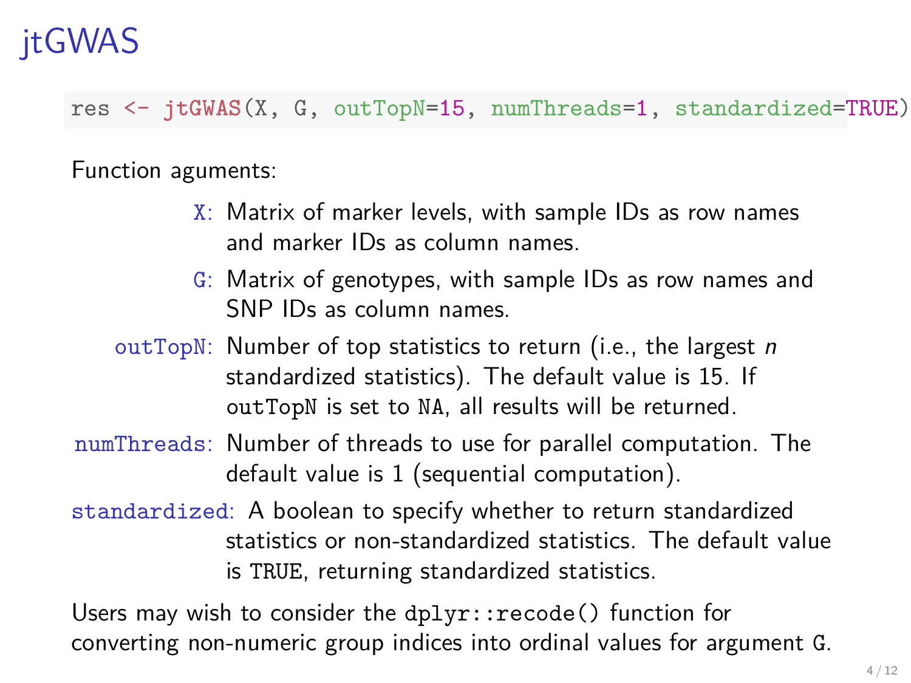# jtGWAS

```
res <- jtGWAS(X, G, outTopN=15, numThreads=1, standardized=TRUE)
```

Function aguments:

- `X`: Matrix of marker levels, with sample IDs as row names and marker IDs as column names.
- `G`: Matrix of genotypes, with sample IDs as row names and SNP IDs as column names.
- `outTopN`: Number of top statistics to return (i.e., the largest *n* standardized statistics). The default value is 15. If `outTopN` is set to `NA`, all results will be returned.
- `numThreads`: Number of threads to use for parallel computation. The default value is 1 (sequential computation).
- `standardized`: A boolean to specify whether to return standardized statistics or non-standardized statistics. The default value is `TRUE`, returning standardized statistics.

Users may wish to consider the `dplyr::recode()` function for converting non-numeric group indices into ordinal values for argument `G`.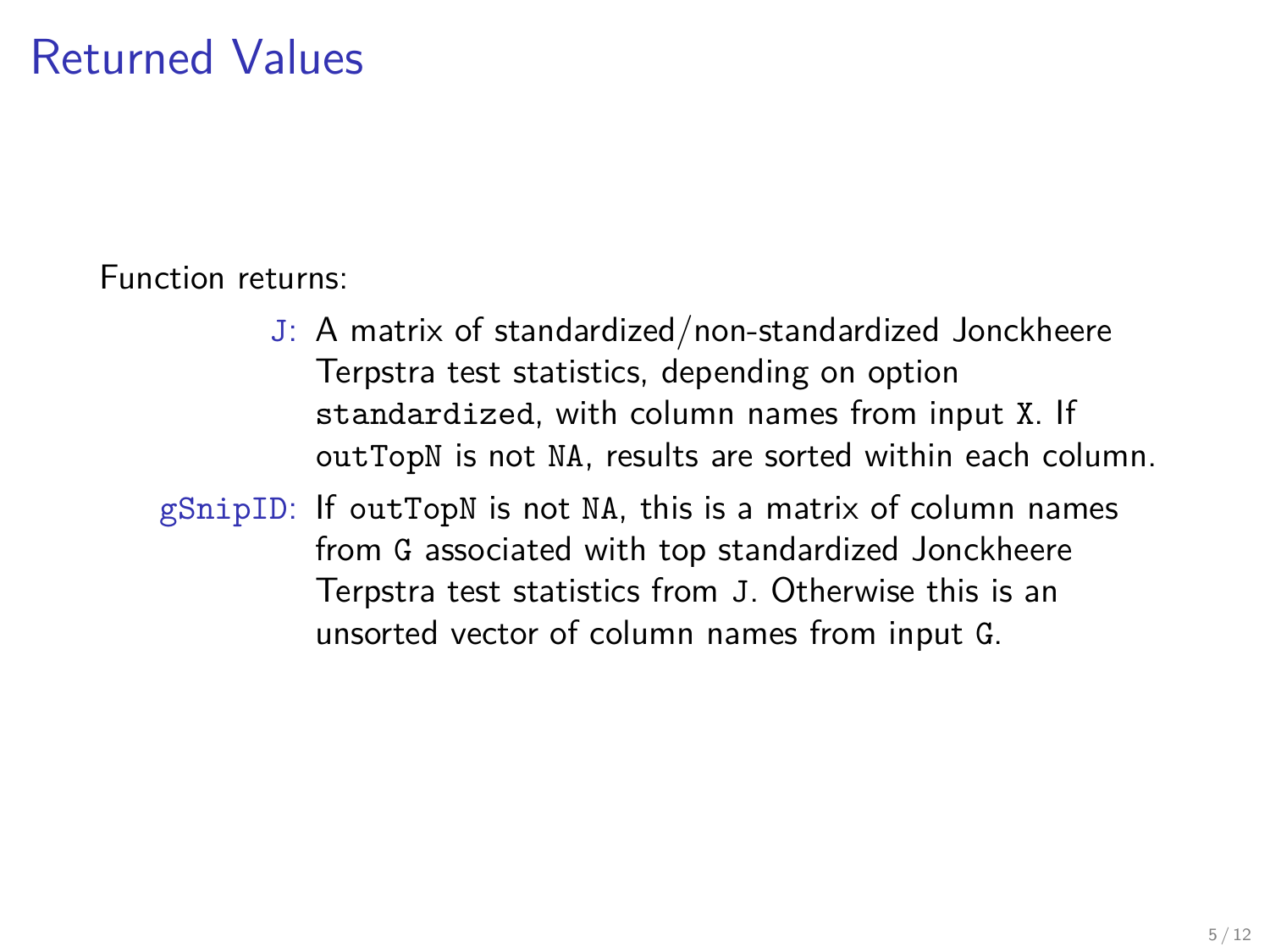# Returned Values

Function returns:

- `J`: A matrix of standardized/non-standardized Jonckheere Terpstra test statistics, depending on option `standardized`, with column names from input `X`. If `outTopN` is not `NA`, results are sorted within each column.
- `gSnipID`: If `outTopN` is not `NA`, this is a matrix of column names from `G` associated with top standardized Jonckheere Terpstra test statistics from `J`. Otherwise this is an unsorted vector of column names from input `G`.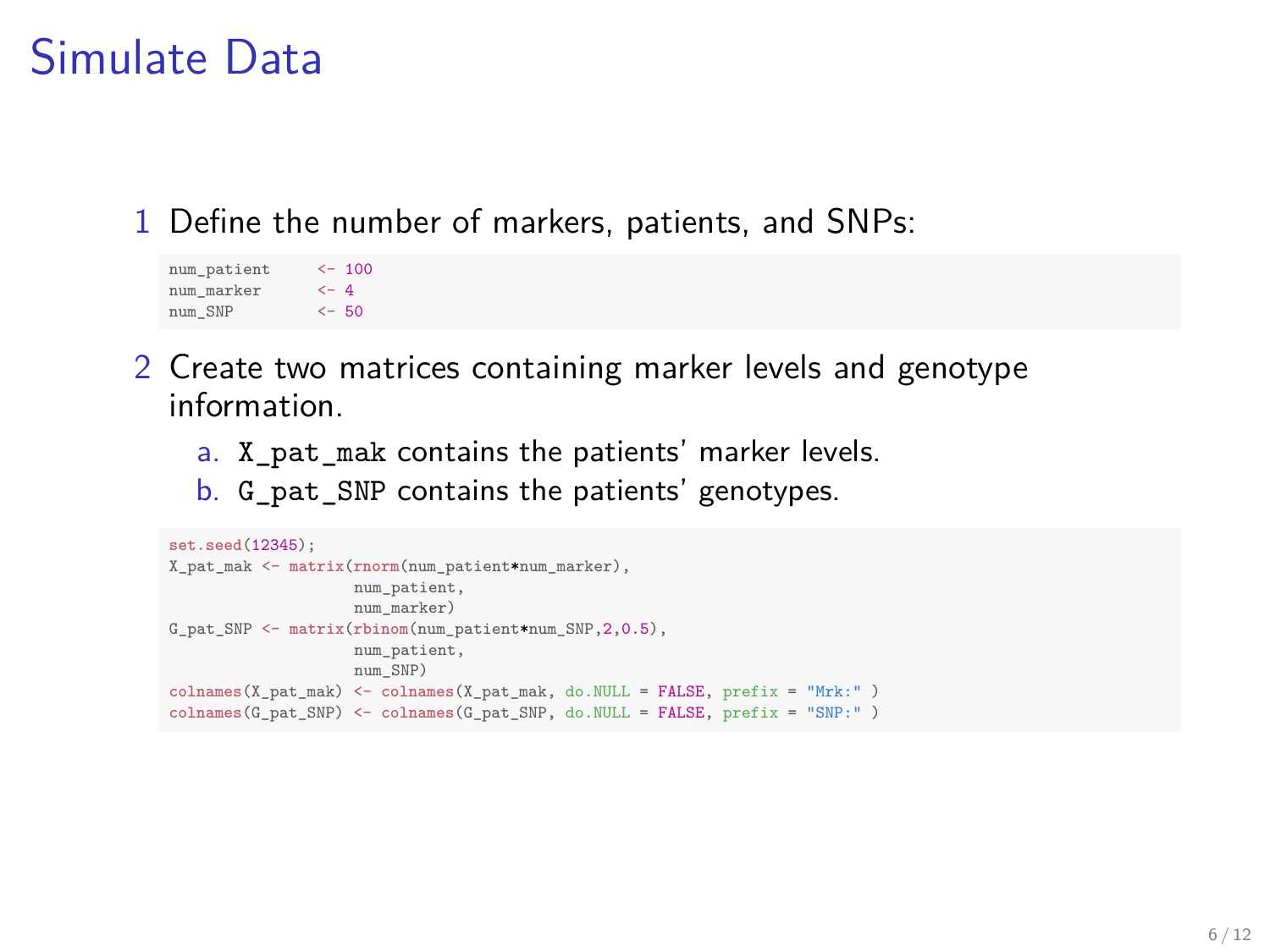# Simulate Data

1. Define the number of markers, patients, and SNPs:

```
num_patient     <- 100
num_marker      <- 4
num_SNP         <- 50
```

2. Create two matrices containing marker levels and genotype information.

   a. `X_pat_mak` contains the patients' marker levels.

   b. `G_pat_SNP` contains the patients' genotypes.

```
set.seed(12345);
X_pat_mak <- matrix(rnorm(num_patient*num_marker),
                    num_patient,
                    num_marker)
G_pat_SNP <- matrix(rbinom(num_patient*num_SNP,2,0.5),
                    num_patient,
                    num_SNP)
colnames(X_pat_mak) <- colnames(X_pat_mak, do.NULL = FALSE, prefix = "Mrk:" )
colnames(G_pat_SNP) <- colnames(G_pat_SNP, do.NULL = FALSE, prefix = "SNP:" )
```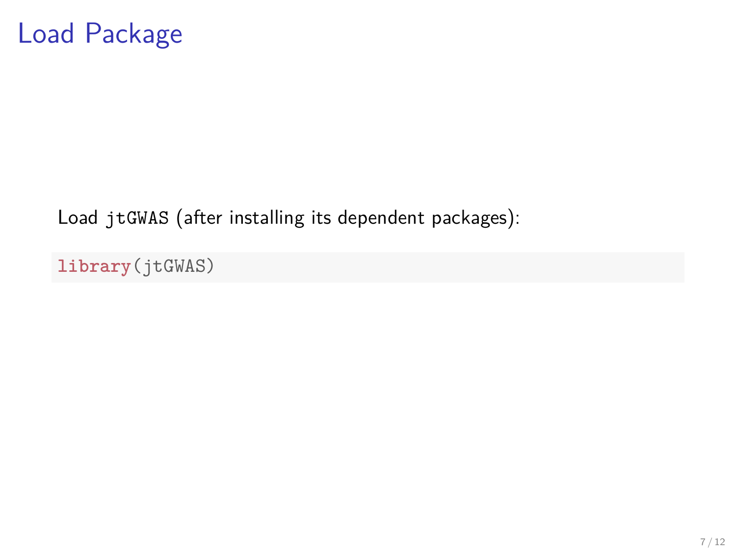# Load Package

Load `jtGWAS` (after installing its dependent packages):

```
library(jtGWAS)
```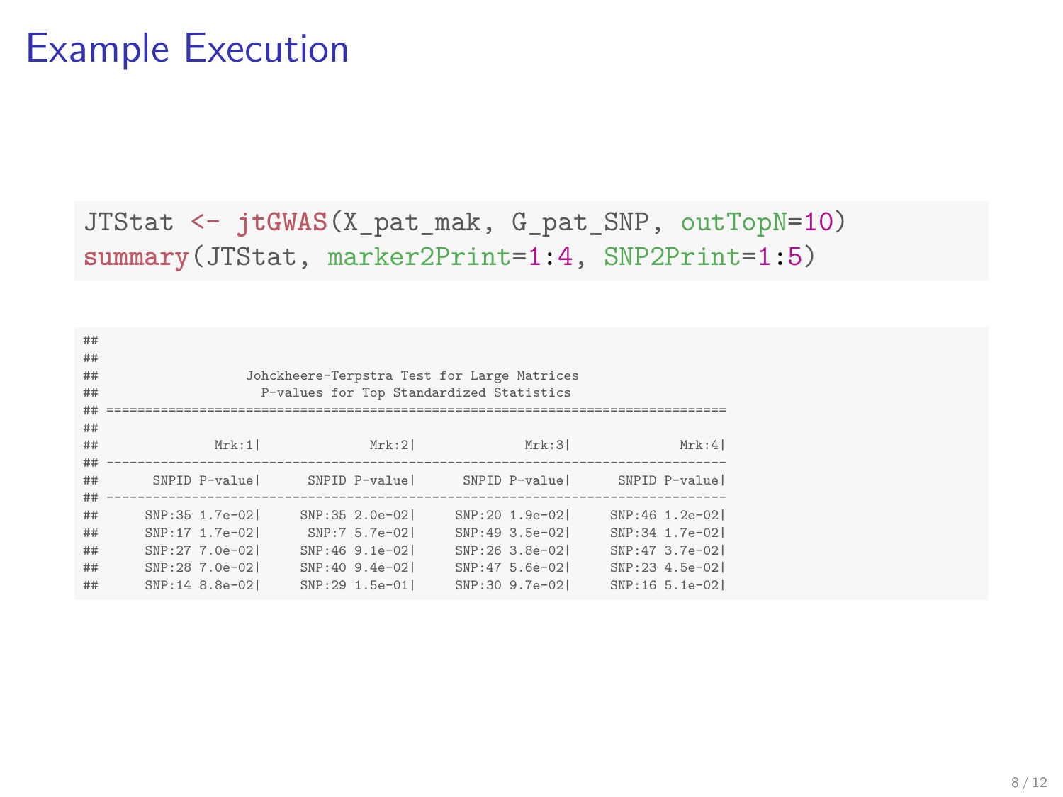# Example Execution

```r
JTStat <- jtGWAS(X_pat_mak, G_pat_SNP, outTopN=10)
summary(JTStat, marker2Print=1:4, SNP2Print=1:5)
```

```
##
##
##                  Johckheere-Terpstra Test for Large Matrices
##                    P-values for Top Standardized Statistics
## ================================================================================
##
##              Mrk:1|             Mrk:2|             Mrk:3|             Mrk:4|
## --------------------------------------------------------------------------------
##      SNPID P-value|     SNPID P-value|     SNPID P-value|     SNPID P-value|
## --------------------------------------------------------------------------------
##     SNP:35 1.7e-02|    SNP:35 2.0e-02|    SNP:20 1.9e-02|    SNP:46 1.2e-02|
##     SNP:17 1.7e-02|     SNP:7 5.7e-02|    SNP:49 3.5e-02|    SNP:34 1.7e-02|
##     SNP:27 7.0e-02|    SNP:46 9.1e-02|    SNP:26 3.8e-02|    SNP:47 3.7e-02|
##     SNP:28 7.0e-02|    SNP:40 9.4e-02|    SNP:47 5.6e-02|    SNP:23 4.5e-02|
##     SNP:14 8.8e-02|    SNP:29 1.5e-01|    SNP:30 9.7e-02|    SNP:16 5.1e-02|
```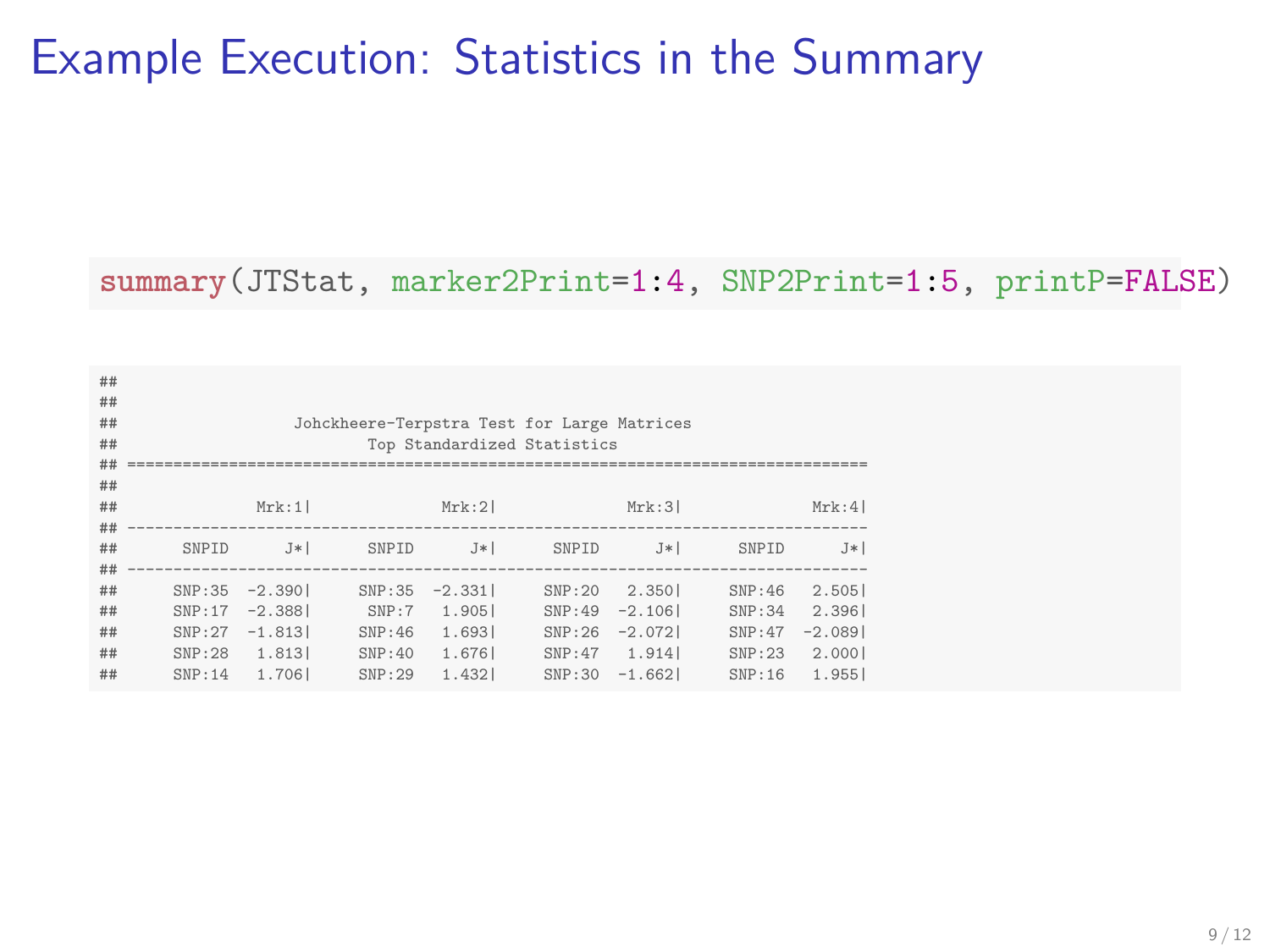# Example Execution: Statistics in the Summary

```
summary(JTStat, marker2Print=1:4, SNP2Print=1:5, printP=FALSE)
```

```
##
##
##                  Johckheere-Terpstra Test for Large Matrices
##                          Top Standardized Statistics
## ================================================================================
##
##              Mrk:1|              Mrk:2|              Mrk:3|              Mrk:4|
## --------------------------------------------------------------------------------
##       SNPID      J*|      SNPID      J*|      SNPID      J*|      SNPID      J*|
## --------------------------------------------------------------------------------
##      SNP:35  -2.390|     SNP:35  -2.331|     SNP:20   2.350|     SNP:46   2.505|
##      SNP:17  -2.388|      SNP:7   1.905|     SNP:49  -2.106|     SNP:34   2.396|
##      SNP:27  -1.813|     SNP:46   1.693|     SNP:26  -2.072|     SNP:47  -2.089|
##      SNP:28   1.813|     SNP:40   1.676|     SNP:47   1.914|     SNP:23   2.000|
##      SNP:14   1.706|     SNP:29   1.432|     SNP:30  -1.662|     SNP:16   1.955|
```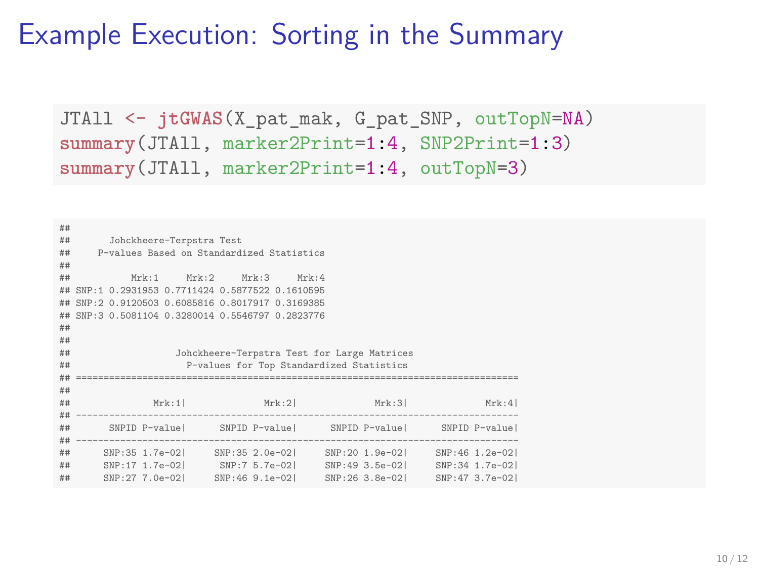# Example Execution: Sorting in the Summary

```r
JTAll <- jtGWAS(X_pat_mak, G_pat_SNP, outTopN=NA)
summary(JTAll, marker2Print=1:4, SNP2Print=1:3)
summary(JTAll, marker2Print=1:4, outTopN=3)
```

```
##
##       Johckheere-Terpstra Test
##     P-values Based on Standardized Statistics
##
##           Mrk:1     Mrk:2     Mrk:3     Mrk:4
## SNP:1 0.2931953 0.7711424 0.5877522 0.1610595
## SNP:2 0.9120503 0.6085816 0.8017917 0.3169385
## SNP:3 0.5081104 0.3280014 0.5546797 0.2823776
##
##
##                   Johckheere-Terpstra Test for Large Matrices
##                     P-values for Top Standardized Statistics
## ===============================================================================
##
##              Mrk:1|             Mrk:2|             Mrk:3|             Mrk:4|
## -------------------------------------------------------------------------------
##       SNPID P-value|      SNPID P-value|      SNPID P-value|      SNPID P-value|
## -------------------------------------------------------------------------------
##      SNP:35 1.7e-02|     SNP:35 2.0e-02|     SNP:20 1.9e-02|     SNP:46 1.2e-02|
##      SNP:17 1.7e-02|      SNP:7 5.7e-02|     SNP:49 3.5e-02|     SNP:34 1.7e-02|
##      SNP:27 7.0e-02|     SNP:46 9.1e-02|     SNP:26 3.8e-02|     SNP:47 3.7e-02|
```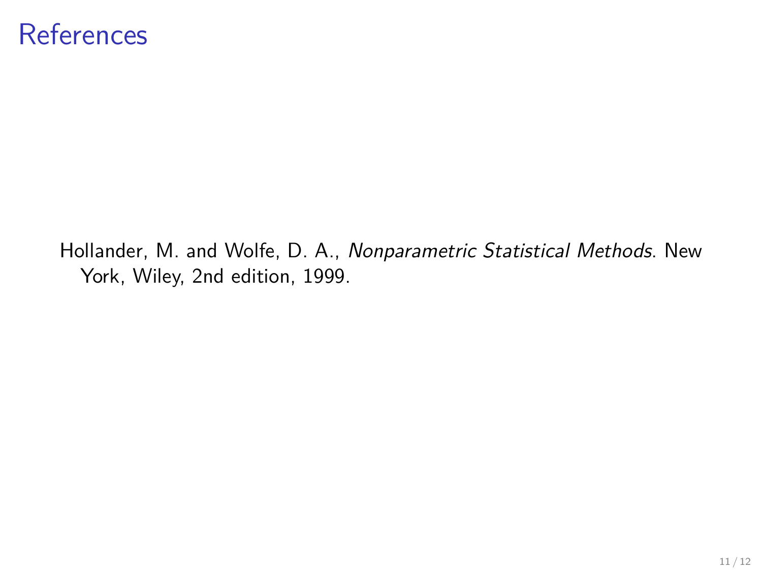# References

Hollander, M. and Wolfe, D. A., *Nonparametric Statistical Methods*. New York, Wiley, 2nd edition, 1999.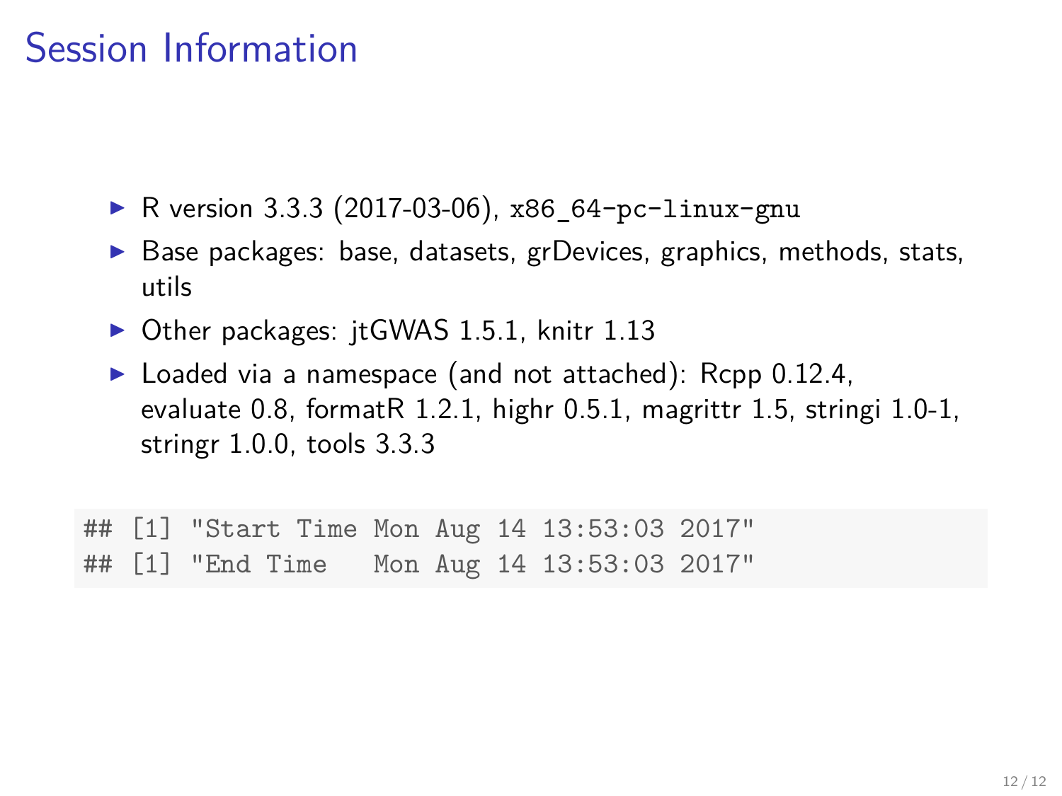# Session Information

- R version 3.3.3 (2017-03-06), `x86_64-pc-linux-gnu`
- Base packages: base, datasets, grDevices, graphics, methods, stats, utils
- Other packages: jtGWAS 1.5.1, knitr 1.13
- Loaded via a namespace (and not attached): Rcpp 0.12.4, evaluate 0.8, formatR 1.2.1, highr 0.5.1, magrittr 1.5, stringi 1.0-1, stringr 1.0.0, tools 3.3.3

```
## [1] "Start Time Mon Aug 14 13:53:03 2017"
## [1] "End Time   Mon Aug 14 13:53:03 2017"
```